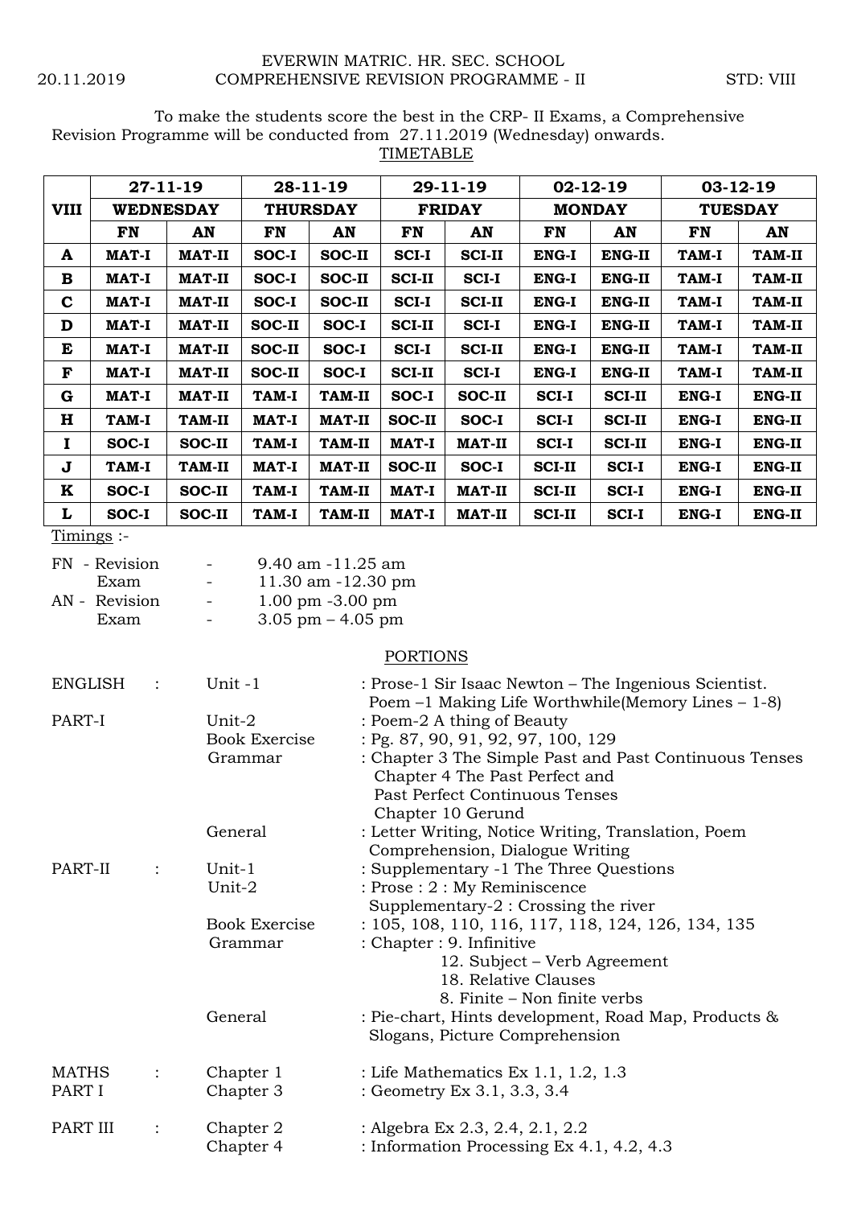EVERWIN MATRIC. HR. SEC. SCHOOL

20.11.2019 COMPREHENSIVE REVISION PROGRAMME - II STD: VIII

To make the students score the best in the CRP- II Exams, a Comprehensive Revision Programme will be conducted from 27.11.2019 (Wednesday) onwards.

TIMETABLE

| VIII | 27-11-19 | | 28-11-19 | | 29-11-19 | | 02-12-19 | | 03-12-19 | |
|---|---|---|---|---|---|---|---|---|---|---|
| | WEDNESDAY | | THURSDAY | | FRIDAY | | MONDAY | | TUESDAY | |
| | FN | AN | FN | AN | FN | AN | FN | AN | FN | AN |
| A | MAT-I | MAT-II | SOC-I | SOC-II | SCI-I | SCI-II | ENG-I | ENG-II | TAM-I | TAM-II |
| B | MAT-I | MAT-II | SOC-I | SOC-II | SCI-II | SCI-I | ENG-I | ENG-II | TAM-I | TAM-II |
| C | MAT-I | MAT-II | SOC-I | SOC-II | SCI-I | SCI-II | ENG-I | ENG-II | TAM-I | TAM-II |
| D | MAT-I | MAT-II | SOC-II | SOC-I | SCI-II | SCI-I | ENG-I | ENG-II | TAM-I | TAM-II |
| E | MAT-I | MAT-II | SOC-II | SOC-I | SCI-I | SCI-II | ENG-I | ENG-II | TAM-I | TAM-II |
| F | MAT-I | MAT-II | SOC-II | SOC-I | SCI-II | SCI-I | ENG-I | ENG-II | TAM-I | TAM-II |
| G | MAT-I | MAT-II | TAM-I | TAM-II | SOC-I | SOC-II | SCI-I | SCI-II | ENG-I | ENG-II |
| H | TAM-I | TAM-II | MAT-I | MAT-II | SOC-II | SOC-I | SCI-I | SCI-II | ENG-I | ENG-II |
| I | SOC-I | SOC-II | TAM-I | TAM-II | MAT-I | MAT-II | SCI-I | SCI-II | ENG-I | ENG-II |
| J | TAM-I | TAM-II | MAT-I | MAT-II | SOC-II | SOC-I | SCI-II | SCI-I | ENG-I | ENG-II |
| K | SOC-I | SOC-II | TAM-I | TAM-II | MAT-I | MAT-II | SCI-II | SCI-I | ENG-I | ENG-II |
| L | SOC-I | SOC-II | TAM-I | TAM-II | MAT-I | MAT-II | SCI-II | SCI-I | ENG-I | ENG-II |

Timings :-

| | | |
|---|---|---|
| FN - Revision | - | 9.40 am -11.25 am |
| Exam | - | 11.30 am -12.30 pm |
| AN - Revision | - | 1.00 pm -3.00 pm |
| Exam | - | 3.05 pm – 4.05 pm |

PORTIONS

ENGLISH PART-I :

- Unit -1 : Prose-1 Sir Isaac Newton – The Ingenious Scientist. Poem –1 Making Life Worthwhile(Memory Lines – 1-8)
- Unit-2 : Poem-2 A thing of Beauty
- Book Exercise : Pg. 87, 90, 91, 92, 97, 100, 129
- Grammar : Chapter 3 The Simple Past and Past Continuous Tenses
  - Chapter 4 The Past Perfect and Past Perfect Continuous Tenses
  - Chapter 10 Gerund
- General : Letter Writing, Notice Writing, Translation, Poem Comprehension, Dialogue Writing

PART-II :

- Unit-1 : Supplementary -1 The Three Questions
- Unit-2 : Prose : 2 : My Reminiscence
  - Supplementary-2 : Crossing the river
- Book Exercise : 105, 108, 110, 116, 117, 118, 124, 126, 134, 135
- Grammar : Chapter : 9. Infinitive
  - 12. Subject – Verb Agreement
  - 18. Relative Clauses
  - 8. Finite – Non finite verbs
- General : Pie-chart, Hints development, Road Map, Products & Slogans, Picture Comprehension

MATHS PART I :

- Chapter 1 : Life Mathematics Ex 1.1, 1.2, 1.3
- Chapter 3 : Geometry Ex 3.1, 3.3, 3.4

PART III :

- Chapter 2 : Algebra Ex 2.3, 2.4, 2.1, 2.2
- Chapter 4 : Information Processing Ex 4.1, 4.2, 4.3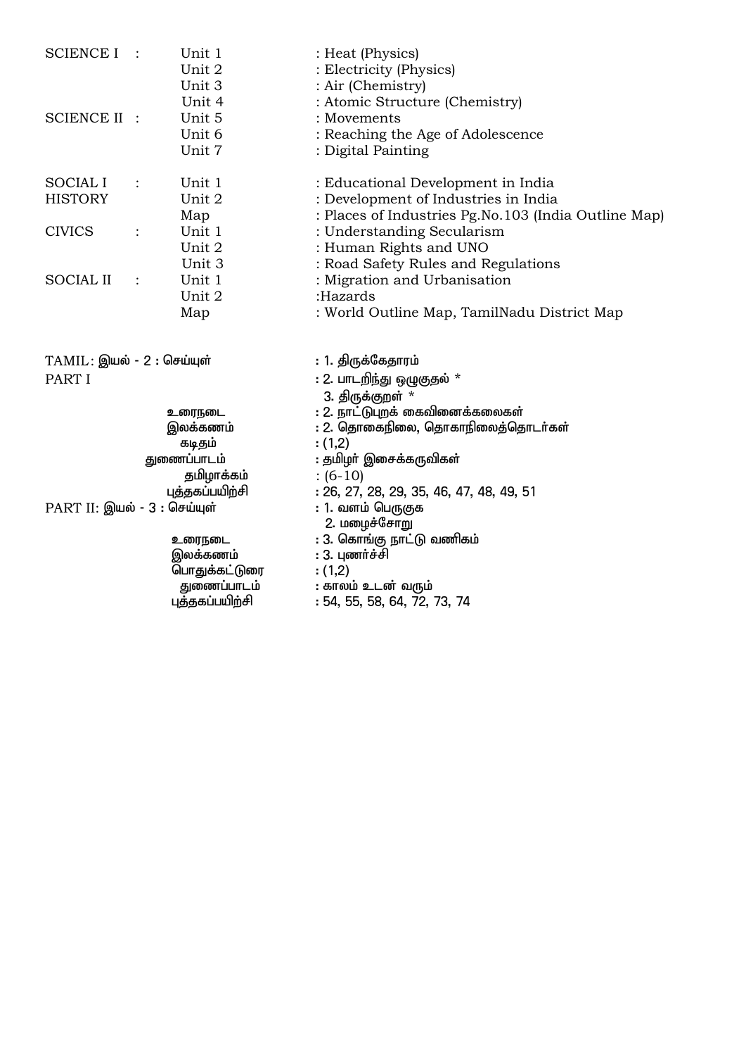| | | |
|---|---|---|
| SCIENCE I : | Unit 1 | : Heat (Physics) |
| | Unit 2 | : Electricity (Physics) |
| | Unit 3 | : Air (Chemistry) |
| | Unit 4 | : Atomic Structure (Chemistry) |
| SCIENCE II : | Unit 5 | : Movements |
| | Unit 6 | : Reaching the Age of Adolescence |
| | Unit 7 | : Digital Painting |
| SOCIAL I : | Unit 1 | : Educational Development in India |
| HISTORY | Unit 2 | : Development of Industries in India |
| | Map | : Places of Industries Pg.No.103 (India Outline Map) |
| CIVICS : | Unit 1 | : Understanding Secularism |
| | Unit 2 | : Human Rights and UNO |
| | Unit 3 | : Road Safety Rules and Regulations |
| SOCIAL II : | Unit 1 | : Migration and Urbanisation |
| | Unit 2 | :Hazards |
| | Map | : World Outline Map, TamilNadu District Map |

| | |
|---|---|
| TAMIL: இயல் - 2 : செய்யுள் | : 1. திருக்கேதாரம் |
| PART I | : 2. பாடறிந்து ஒழுகுதல் * |
| | 3. திருக்குறள் * |
| உரைநடை | : 2. நாட்டுப்புறக் கைவினைக்கலைகள் |
| இலக்கணம் | : 2. தொகைநிலை, தொகாநிலைத்தொடர்கள் |
| கடிதம் | : (1,2) |
| துணைப்பாடம் | : தமிழர் இசைக்கருவிகள் |
| தமிழாக்கம் | : (6-10) |
| புத்தகப்பயிற்சி | : 26, 27, 28, 29, 35, 46, 47, 48, 49, 51 |
| PART II: இயல் - 3 : செய்யுள் | : 1. வளம் பெருகுக |
| | 2. மழைச்சோறு |
| உரைநடை | : 3. கொங்கு நாட்டு வணிகம் |
| இலக்கணம் | : 3. புணர்ச்சி |
| பொதுக்கட்டுரை | : (1,2) |
| துணைப்பாடம் | : காலம் உடன் வரும் |
| புத்தகப்பயிற்சி | : 54, 55, 58, 64, 72, 73, 74 |